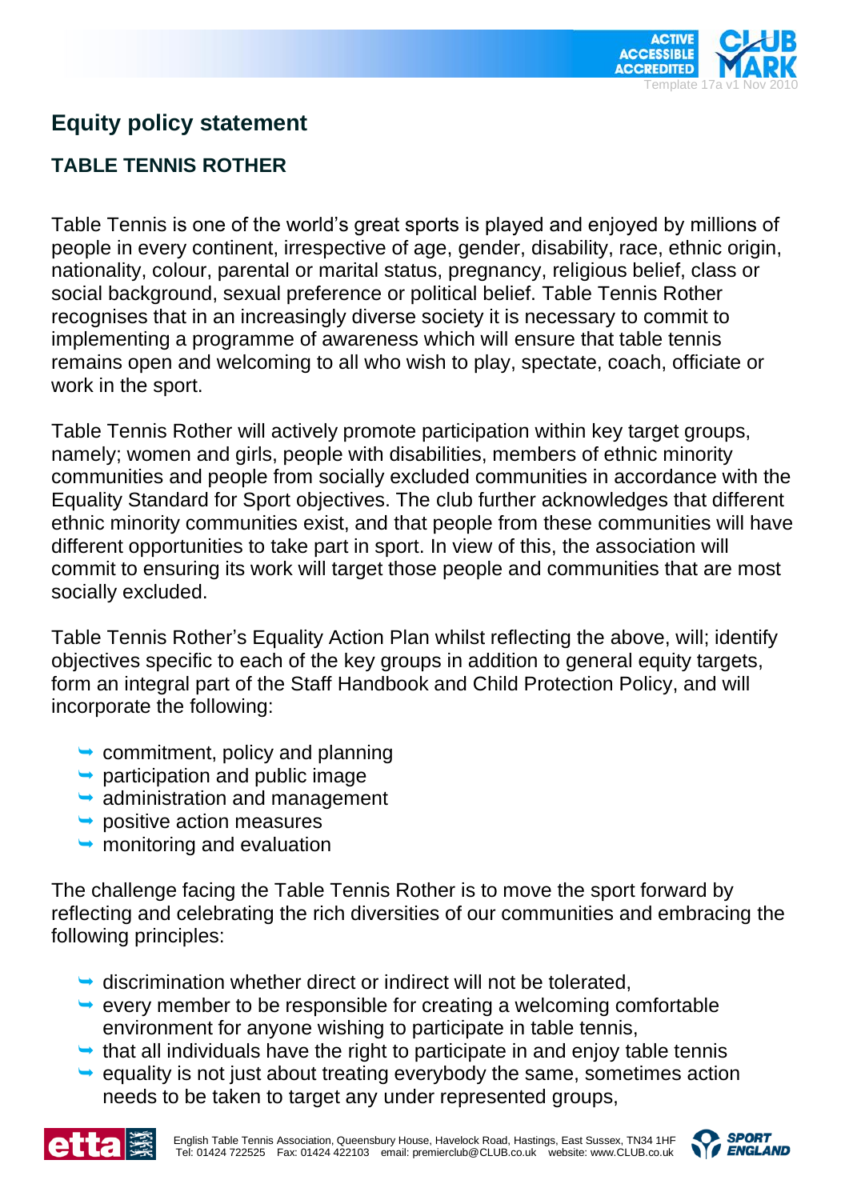# Equity policy statement

## TABLE TENNIS ROTHER

Table Tennis is one of the world's great sports is played and enjoyed by millions of people in every continent, irrespective of age, gender, disability, race, ethnic origin, nationality, colour, parental or marital status, pregnancy, religious belief, class or social background, sexual preference or political belief. Table Tennis Rother recognises that in an increasingly diverse society it is necessary to commit to implementing a programme of awareness which will ensure that table tennis remains open and welcoming to all who wish to play, spectate, coach, officiate or work in the sport.

Table Tennis Rother will actively promote participation within key target groups, namely; women and girls, people with disabilities, members of ethnic minority communities and people from socially excluded communities in accordance with the Equality Standard for Sport objectives. The club further acknowledges that different ethnic minority communities exist, and that people from these communities will have different opportunities to take part in sport. In view of this, the association will commit to ensuring its work will target those people and communities that are most socially excluded.

Table Tennis Rother's Equality Action Plan whilst reflecting the above, will; identify objectives specific to each of the key groups in addition to general equity targets, form an integral part of the Staff Handbook and Child Protection Policy, and will incorporate the following:

- commitment, policy and planning
- participation and public image
- administration and management
- positive action measures
- monitoring and evaluation

The challenge facing the Table Tennis Rother is to move the sport forward by reflecting and celebrating the rich diversities of our communities and embracing the following principles:

- discrimination whether direct or indirect will not be tolerated,
- every member to be responsible for creating a welcoming comfortable environment for anyone wishing to participate in table tennis,
- that all individuals have the right to participate in and enjoy table tennis
- equality is not just about treating everybody the same, sometimes action needs to be taken to target any under represented groups,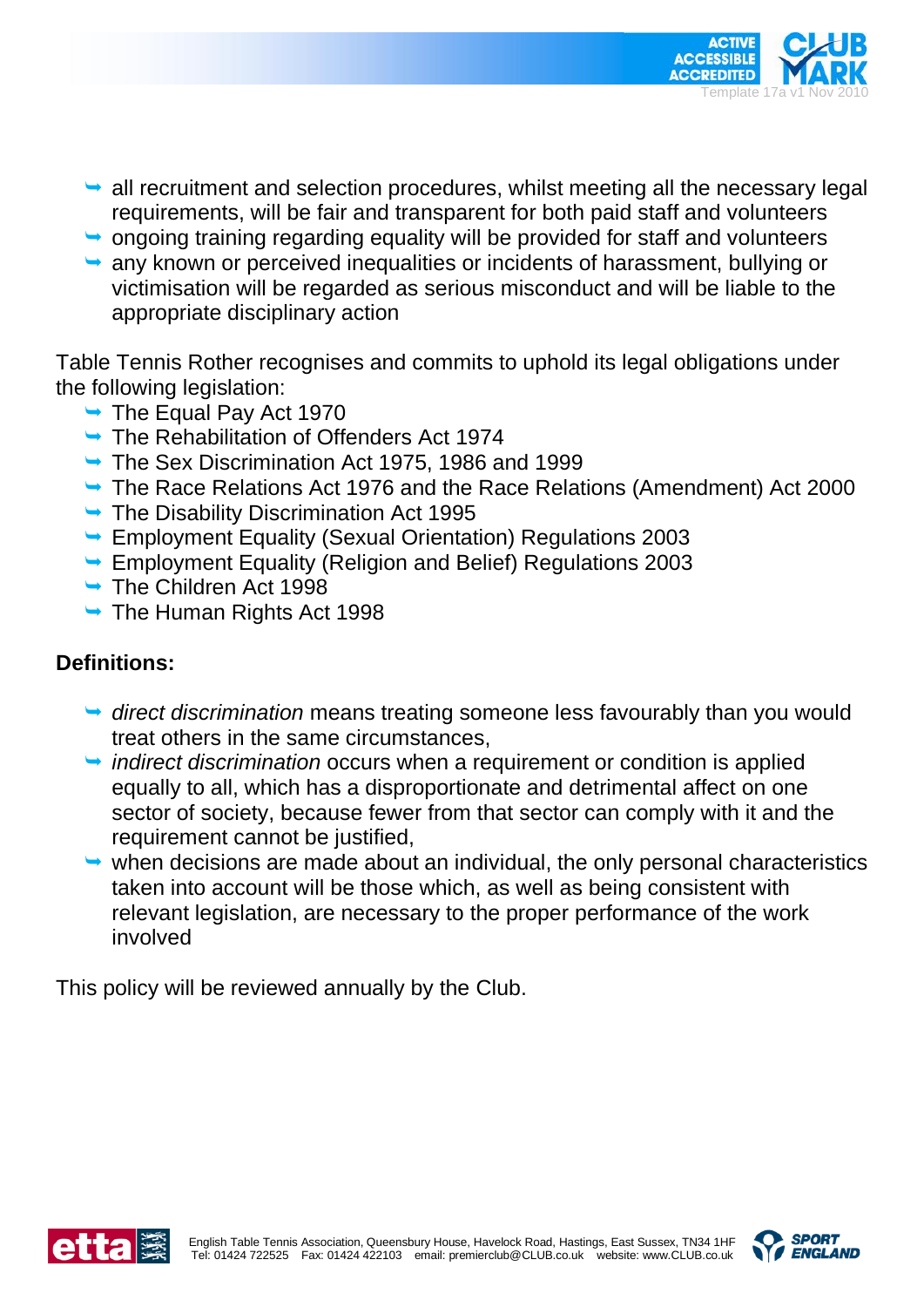- all recruitment and selection procedures, whilst meeting all the necessary legal requirements, will be fair and transparent for both paid staff and volunteers
- ongoing training regarding equality will be provided for staff and volunteers
- any known or perceived inequalities or incidents of harassment, bullying or victimisation will be regarded as serious misconduct and will be liable to the appropriate disciplinary action

Table Tennis Rother recognises and commits to uphold its legal obligations under the following legislation:

- The Equal Pay Act 1970
- The Rehabilitation of Offenders Act 1974
- The Sex Discrimination Act 1975, 1986 and 1999
- The Race Relations Act 1976 and the Race Relations (Amendment) Act 2000
- The Disability Discrimination Act 1995
- Employment Equality (Sexual Orientation) Regulations 2003
- Employment Equality (Religion and Belief) Regulations 2003
- The Children Act 1998
- The Human Rights Act 1998

**Definitions:**

- *direct discrimination* means treating someone less favourably than you would treat others in the same circumstances,
- *indirect discrimination* occurs when a requirement or condition is applied equally to all, which has a disproportionate and detrimental affect on one sector of society, because fewer from that sector can comply with it and the requirement cannot be justified,
- when decisions are made about an individual, the only personal characteristics taken into account will be those which, as well as being consistent with relevant legislation, are necessary to the proper performance of the work involved

This policy will be reviewed annually by the Club.